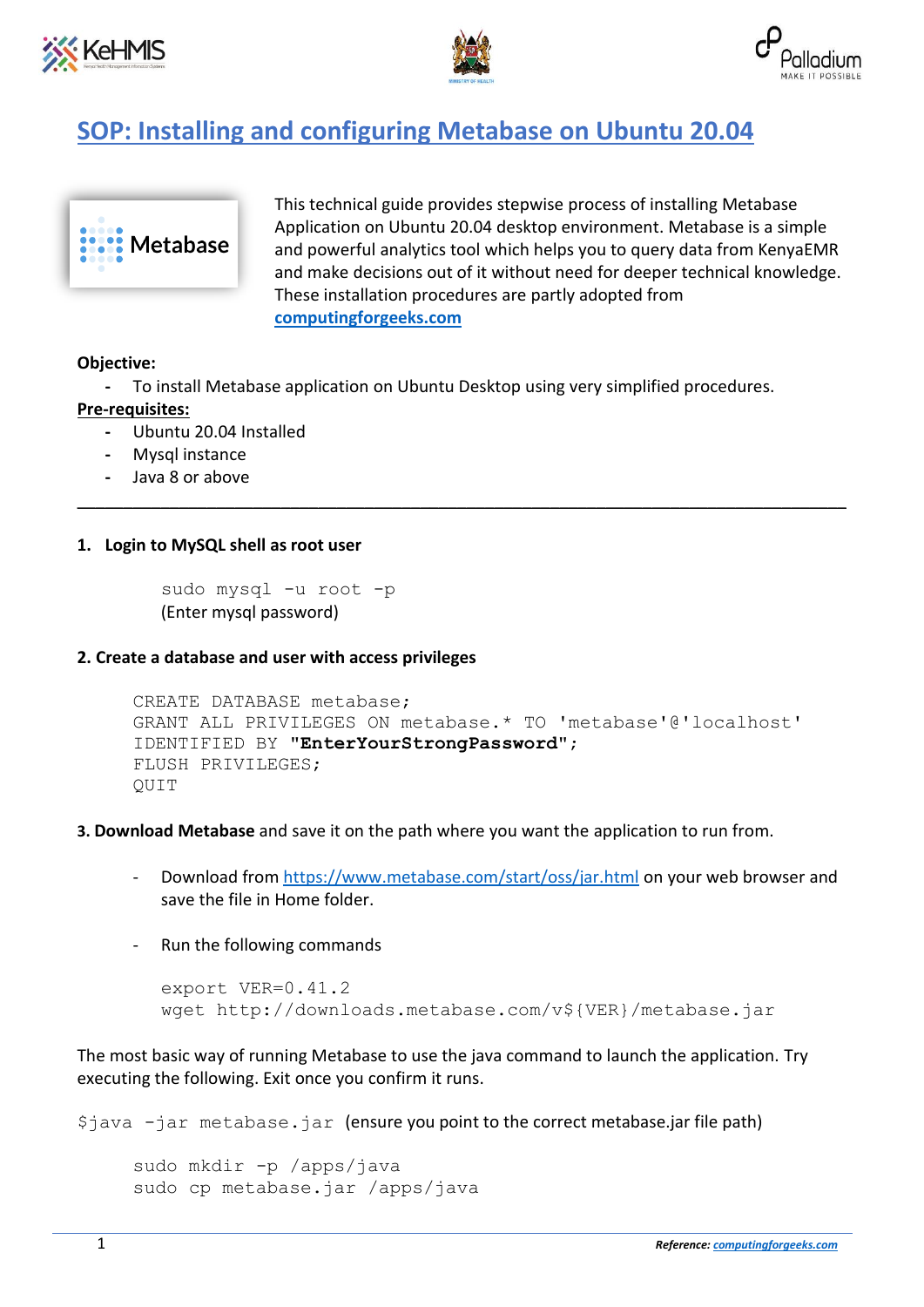# SOP: Installing and configuring Metabase on Ubuntu 20.04

This technical guide provides stepwise process of installing Metabase Application on Ubuntu 20.04 desktop environment. Metabase is a simple and powerful analytics tool which helps you to query data from KenyaEMR and make decisions out of it without need for deeper technical knowledge. These installation procedures are partly adopted from **computingforgeeks.com**

**Objective:**

- To install Metabase application on Ubuntu Desktop using very simplified procedures.

**Pre-requisites:**

- Ubuntu 20.04 Installed
- Mysql instance
- Java 8 or above

---

**1. Login to MySQL shell as root user**

```
sudo mysql -u root -p
```

(Enter mysql password)

**2. Create a database and user with access privileges**

```
CREATE DATABASE metabase;
GRANT ALL PRIVILEGES ON metabase.* TO 'metabase'@'localhost'
IDENTIFIED BY "EnterYourStrongPassword";
FLUSH PRIVILEGES;
QUIT
```

**3. Download Metabase** and save it on the path where you want the application to run from.

- Download from https://www.metabase.com/start/oss/jar.html on your web browser and save the file in Home folder.

- Run the following commands

```
export VER=0.41.2
wget http://downloads.metabase.com/v${VER}/metabase.jar
```

The most basic way of running Metabase to use the java command to launch the application. Try executing the following. Exit once you confirm it runs.

`$java -jar metabase.jar` (ensure you point to the correct metabase.jar file path)

```
sudo mkdir -p /apps/java
sudo cp metabase.jar /apps/java
```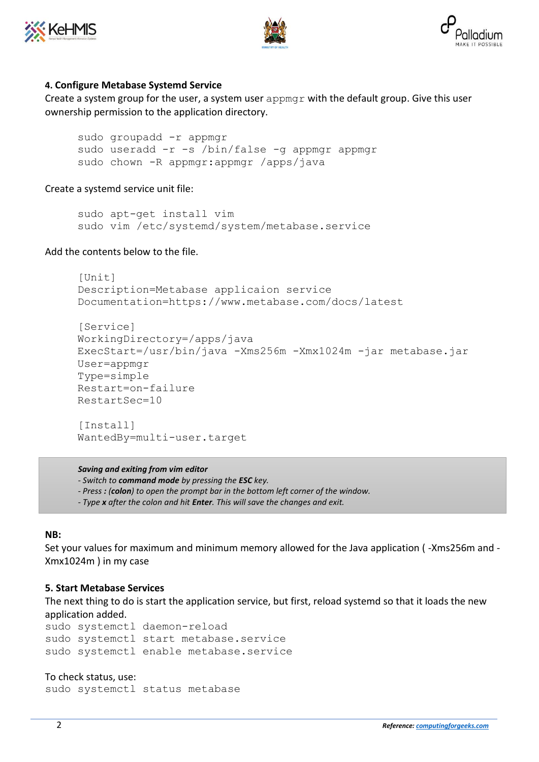#### 4. Configure Metabase Systemd Service

Create a system group for the user, a system user `appmgr` with the default group. Give this user ownership permission to the application directory.

```
sudo groupadd -r appmgr
sudo useradd -r -s /bin/false -g appmgr appmgr
sudo chown -R appmgr:appmgr /apps/java
```

Create a systemd service unit file:

```
sudo apt-get install vim
sudo vim /etc/systemd/system/metabase.service
```

Add the contents below to the file.

```
[Unit]
Description=Metabase applicaion service
Documentation=https://www.metabase.com/docs/latest

[Service]
WorkingDirectory=/apps/java
ExecStart=/usr/bin/java -Xms256m -Xmx1024m -jar metabase.jar
User=appmgr
Type=simple
Restart=on-failure
RestartSec=10

[Install]
WantedBy=multi-user.target
```

> ***Saving and exiting from vim editor***
> *- Switch to **command mode** by pressing the **ESC** key.*
> *- Press **:** (**colon**) to open the prompt bar in the bottom left corner of the window.*
> *- Type **x** after the colon and hit **Enter**. This will save the changes and exit.*

**NB:**

Set your values for maximum and minimum memory allowed for the Java application ( -Xms256m and -Xmx1024m ) in my case

#### 5. Start Metabase Services

The next thing to do is start the application service, but first, reload systemd so that it loads the new application added.

```
sudo systemctl daemon-reload
sudo systemctl start metabase.service
sudo systemctl enable metabase.service
```

To check status, use:

```
sudo systemctl status metabase
```

*Reference: computingforgeeks.com*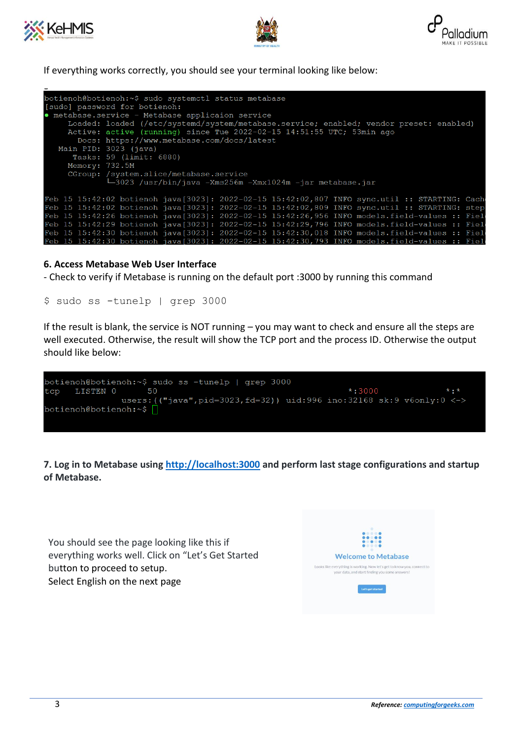If everything works correctly, you should see your terminal looking like below:

```
botienoh@botienoh:~$ sudo systemctl status metabase
[sudo] password for botienoh:
● metabase.service - Metabase applicaion service
     Loaded: loaded (/etc/systemd/system/metabase.service; enabled; vendor preset: enabled)
     Active: active (running) since Tue 2022-02-15 14:51:55 UTC; 53min ago
       Docs: https://www.metabase.com/docs/latest
   Main PID: 3023 (java)
      Tasks: 59 (limit: 6880)
     Memory: 732.5M
     CGroup: /system.slice/metabase.service
             └─3023 /usr/bin/java -Xms256m -Xmx1024m -jar metabase.jar

Feb 15 15:42:02 botienoh java[3023]: 2022-02-15 15:42:02,807 INFO sync.util :: STARTING: Cach
Feb 15 15:42:02 botienoh java[3023]: 2022-02-15 15:42:02,809 INFO sync.util :: STARTING: step
Feb 15 15:42:26 botienoh java[3023]: 2022-02-15 15:42:26,956 INFO models.field-values :: Fiel
Feb 15 15:42:29 botienoh java[3023]: 2022-02-15 15:42:29,796 INFO models.field-values :: Fiel
Feb 15 15:42:30 botienoh java[3023]: 2022-02-15 15:42:30,018 INFO models.field-values :: Fiel
Feb 15 15:42:30 botienoh java[3023]: 2022-02-15 15:42:30,793 INFO models.field-values :: Fiel
```

**6. Access Metabase Web User Interface**

- Check to verify if Metabase is running on the default port :3000 by running this command

```
$ sudo ss -tunelp | grep 3000
```

If the result is blank, the service is NOT running – you may want to check and ensure all the steps are well executed. Otherwise, the result will show the TCP port and the process ID. Otherwise the output should like below:

```
botienoh@botienoh:~$ sudo ss -tunelp | grep 3000
tcp    LISTEN 0      50                    *:3000              *:*
          users:(("java",pid=3023,fd=32)) uid:996 ino:32168 sk:9 v6only:0 <->
botienoh@botienoh:~$
```

**7. Log in to Metabase using [http://localhost:3000](http://localhost:3000) and perform last stage configurations and startup of Metabase.**

You should see the page looking like this if everything works well. Click on "Let's Get Started button to proceed to setup.
Select English on the next page

Welcome to Metabase

Looks like everything is working. Now let's get to know you, connect to your data, and start finding you some answers!

Let's get started

*Reference: [computingforgeeks.com](computingforgeeks.com)*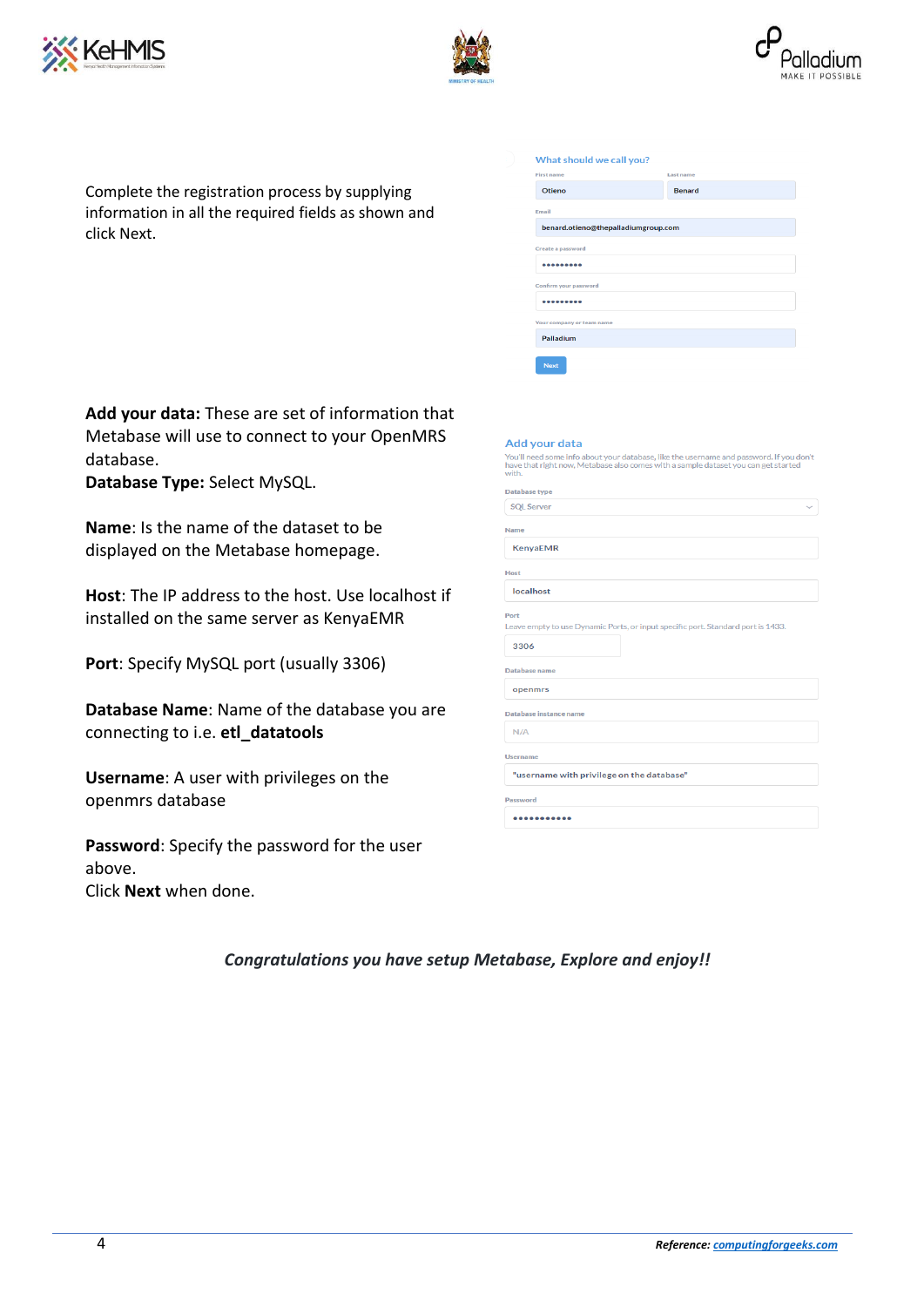Complete the registration process by supplying information in all the required fields as shown and click Next.

What should we call you?

First name

Otieno

Last name

Benard

Email

benard.otieno@thepalladiumgroup.com

Create a password

•••••••••

Confirm your password

•••••••••

Your company or team name

Palladium

Next

**Add your data:** These are set of information that Metabase will use to connect to your OpenMRS database.
**Database Type:** Select MySQL.

**Name**: Is the name of the dataset to be displayed on the Metabase homepage.

**Host**: The IP address to the host. Use localhost if installed on the same server as KenyaEMR

**Port**: Specify MySQL port (usually 3306)

**Database Name**: Name of the database you are connecting to i.e. **etl_datatools**

**Username**: A user with privileges on the openmrs database

**Password**: Specify the password for the user above.
Click **Next** when done.

Add your data

You'll need some info about your database, like the username and password. If you don't have that right now, Metabase also comes with a sample dataset you can get started with.

Database type

SQL Server

Name

KenyaEMR

Host

localhost

Port

Leave empty to use Dynamic Ports, or input specific port. Standard port is 1433.

3306

Database name

openmrs

Database instance name

N/A

Username

"username with privilege on the database"

Password

••••••••••••

***Congratulations you have setup Metabase, Explore and enjoy!!***

***Reference: computingforgeeks.com***